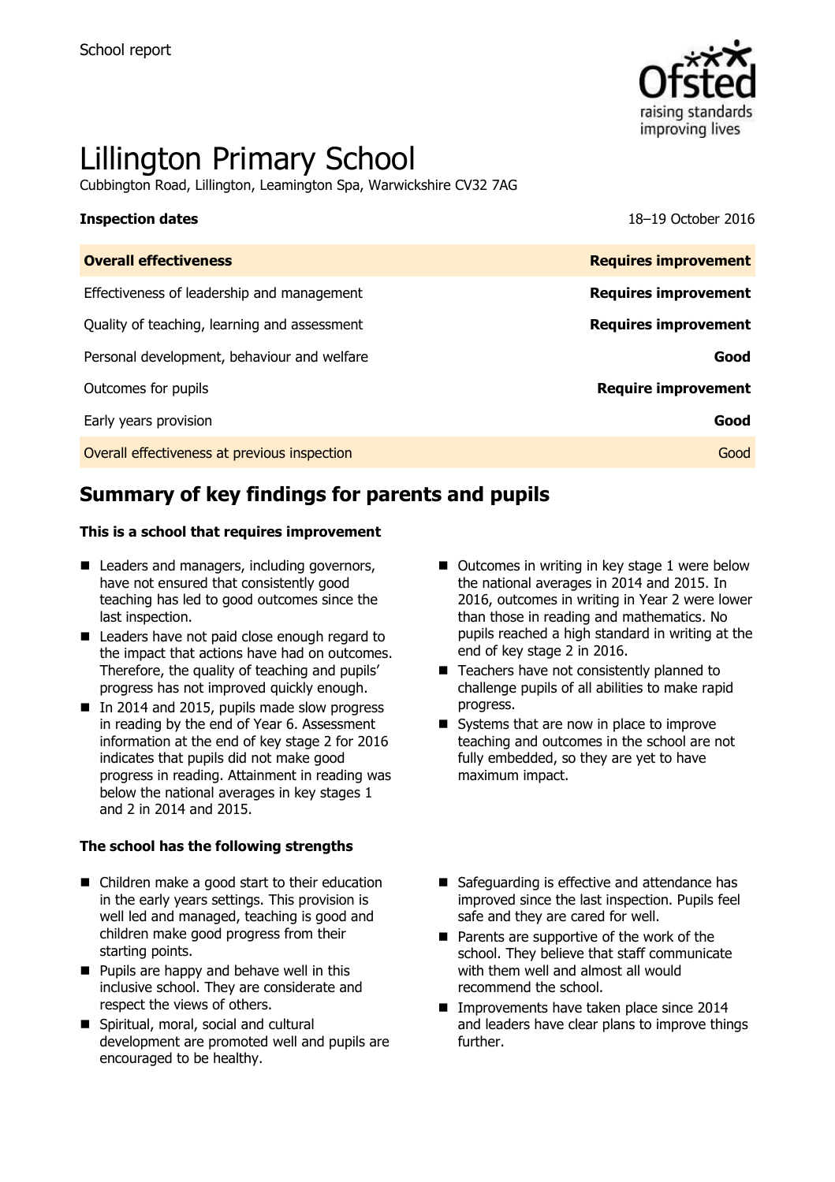School report

# Lillington Primary School

Cubbington Road, Lillington, Leamington Spa, Warwickshire CV32 7AG

**Inspection dates** 18–19 October 2016

| **Overall effectiveness** | **Requires improvement** |
| --- | --- |
| Effectiveness of leadership and management | **Requires improvement** |
| Quality of teaching, learning and assessment | **Requires improvement** |
| Personal development, behaviour and welfare | **Good** |
| Outcomes for pupils | **Require improvement** |
| Early years provision | **Good** |
| Overall effectiveness at previous inspection | Good |

## Summary of key findings for parents and pupils

**This is a school that requires improvement**

- Leaders and managers, including governors, have not ensured that consistently good teaching has led to good outcomes since the last inspection.
- Leaders have not paid close enough regard to the impact that actions have had on outcomes. Therefore, the quality of teaching and pupils' progress has not improved quickly enough.
- In 2014 and 2015, pupils made slow progress in reading by the end of Year 6. Assessment information at the end of key stage 2 for 2016 indicates that pupils did not make good progress in reading. Attainment in reading was below the national averages in key stages 1 and 2 in 2014 and 2015.
- Outcomes in writing in key stage 1 were below the national averages in 2014 and 2015. In 2016, outcomes in writing in Year 2 were lower than those in reading and mathematics. No pupils reached a high standard in writing at the end of key stage 2 in 2016.
- Teachers have not consistently planned to challenge pupils of all abilities to make rapid progress.
- Systems that are now in place to improve teaching and outcomes in the school are not fully embedded, so they are yet to have maximum impact.

**The school has the following strengths**

- Children make a good start to their education in the early years settings. This provision is well led and managed, teaching is good and children make good progress from their starting points.
- Pupils are happy and behave well in this inclusive school. They are considerate and respect the views of others.
- Spiritual, moral, social and cultural development are promoted well and pupils are encouraged to be healthy.
- Safeguarding is effective and attendance has improved since the last inspection. Pupils feel safe and they are cared for well.
- Parents are supportive of the work of the school. They believe that staff communicate with them well and almost all would recommend the school.
- Improvements have taken place since 2014 and leaders have clear plans to improve things further.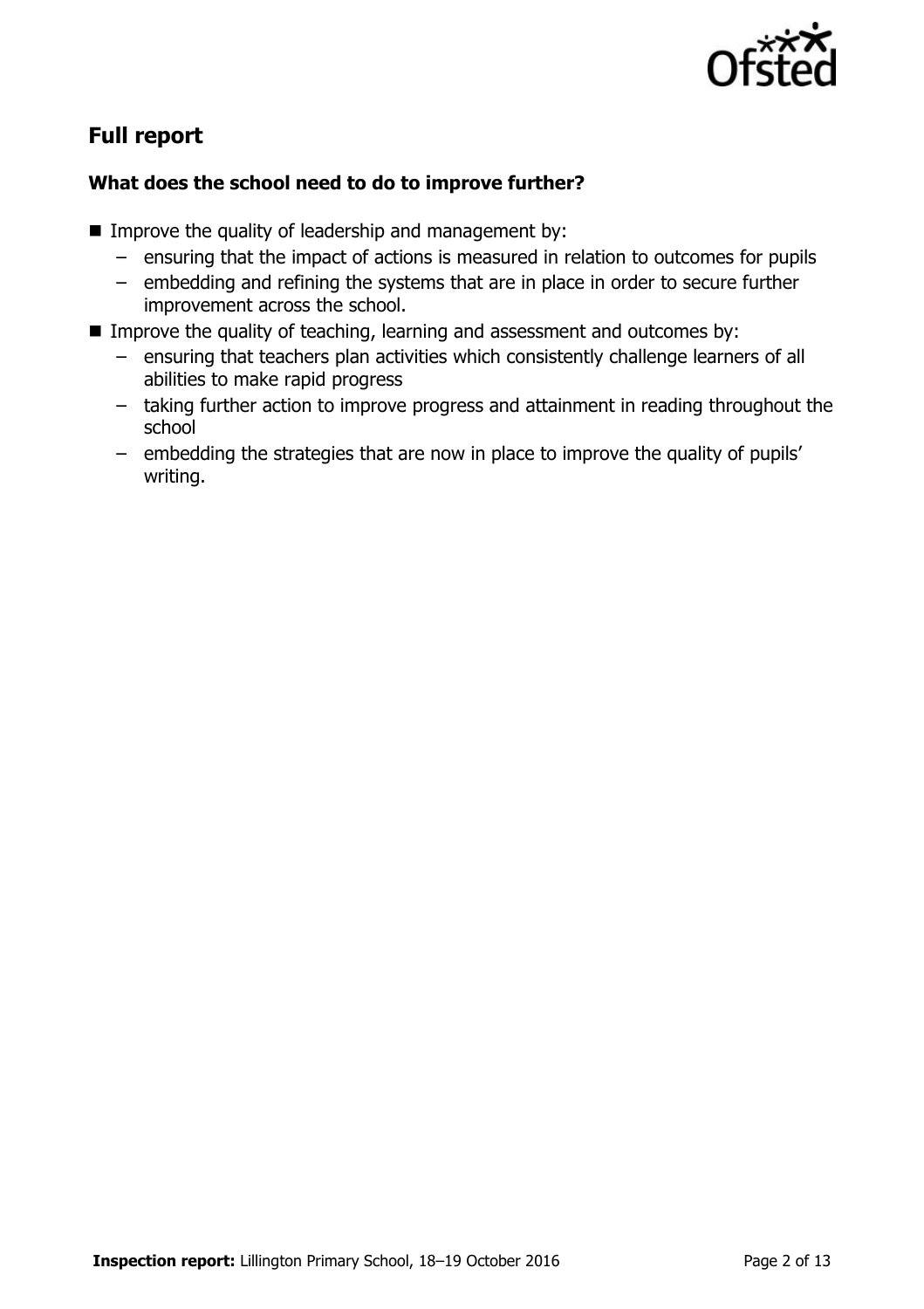## Full report

### What does the school need to do to improve further?

- Improve the quality of leadership and management by:
  - ensuring that the impact of actions is measured in relation to outcomes for pupils
  - embedding and refining the systems that are in place in order to secure further improvement across the school.
- Improve the quality of teaching, learning and assessment and outcomes by:
  - ensuring that teachers plan activities which consistently challenge learners of all abilities to make rapid progress
  - taking further action to improve progress and attainment in reading throughout the school
  - embedding the strategies that are now in place to improve the quality of pupils' writing.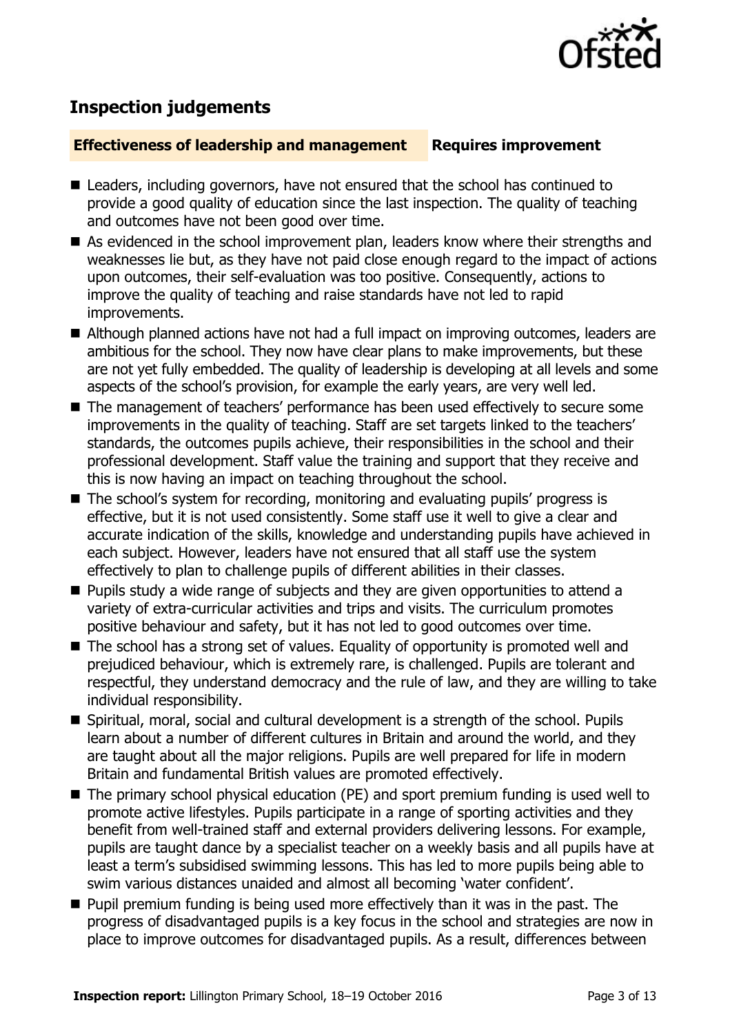## Inspection judgements

**Effectiveness of leadership and management** **Requires improvement**

- Leaders, including governors, have not ensured that the school has continued to provide a good quality of education since the last inspection. The quality of teaching and outcomes have not been good over time.
- As evidenced in the school improvement plan, leaders know where their strengths and weaknesses lie but, as they have not paid close enough regard to the impact of actions upon outcomes, their self-evaluation was too positive. Consequently, actions to improve the quality of teaching and raise standards have not led to rapid improvements.
- Although planned actions have not had a full impact on improving outcomes, leaders are ambitious for the school. They now have clear plans to make improvements, but these are not yet fully embedded. The quality of leadership is developing at all levels and some aspects of the school's provision, for example the early years, are very well led.
- The management of teachers' performance has been used effectively to secure some improvements in the quality of teaching. Staff are set targets linked to the teachers' standards, the outcomes pupils achieve, their responsibilities in the school and their professional development. Staff value the training and support that they receive and this is now having an impact on teaching throughout the school.
- The school's system for recording, monitoring and evaluating pupils' progress is effective, but it is not used consistently. Some staff use it well to give a clear and accurate indication of the skills, knowledge and understanding pupils have achieved in each subject. However, leaders have not ensured that all staff use the system effectively to plan to challenge pupils of different abilities in their classes.
- Pupils study a wide range of subjects and they are given opportunities to attend a variety of extra-curricular activities and trips and visits. The curriculum promotes positive behaviour and safety, but it has not led to good outcomes over time.
- The school has a strong set of values. Equality of opportunity is promoted well and prejudiced behaviour, which is extremely rare, is challenged. Pupils are tolerant and respectful, they understand democracy and the rule of law, and they are willing to take individual responsibility.
- Spiritual, moral, social and cultural development is a strength of the school. Pupils learn about a number of different cultures in Britain and around the world, and they are taught about all the major religions. Pupils are well prepared for life in modern Britain and fundamental British values are promoted effectively.
- The primary school physical education (PE) and sport premium funding is used well to promote active lifestyles. Pupils participate in a range of sporting activities and they benefit from well-trained staff and external providers delivering lessons. For example, pupils are taught dance by a specialist teacher on a weekly basis and all pupils have at least a term's subsidised swimming lessons. This has led to more pupils being able to swim various distances unaided and almost all becoming 'water confident'.
- Pupil premium funding is being used more effectively than it was in the past. The progress of disadvantaged pupils is a key focus in the school and strategies are now in place to improve outcomes for disadvantaged pupils. As a result, differences between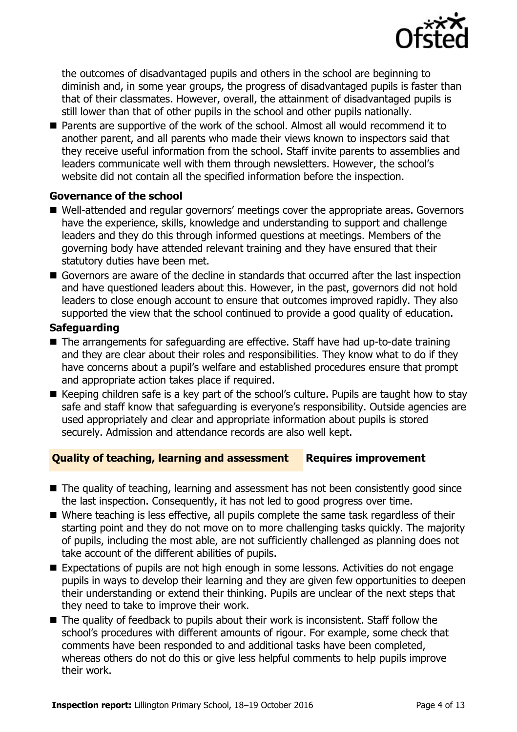the outcomes of disadvantaged pupils and others in the school are beginning to diminish and, in some year groups, the progress of disadvantaged pupils is faster than that of their classmates. However, overall, the attainment of disadvantaged pupils is still lower than that of other pupils in the school and other pupils nationally.

- Parents are supportive of the work of the school. Almost all would recommend it to another parent, and all parents who made their views known to inspectors said that they receive useful information from the school. Staff invite parents to assemblies and leaders communicate well with them through newsletters. However, the school's website did not contain all the specified information before the inspection.

### Governance of the school

- Well-attended and regular governors' meetings cover the appropriate areas. Governors have the experience, skills, knowledge and understanding to support and challenge leaders and they do this through informed questions at meetings. Members of the governing body have attended relevant training and they have ensured that their statutory duties have been met.
- Governors are aware of the decline in standards that occurred after the last inspection and have questioned leaders about this. However, in the past, governors did not hold leaders to close enough account to ensure that outcomes improved rapidly. They also supported the view that the school continued to provide a good quality of education.

### Safeguarding

- The arrangements for safeguarding are effective. Staff have had up-to-date training and they are clear about their roles and responsibilities. They know what to do if they have concerns about a pupil's welfare and established procedures ensure that prompt and appropriate action takes place if required.
- Keeping children safe is a key part of the school's culture. Pupils are taught how to stay safe and staff know that safeguarding is everyone's responsibility. Outside agencies are used appropriately and clear and appropriate information about pupils is stored securely. Admission and attendance records are also well kept.

## Quality of teaching, learning and assessment — Requires improvement

- The quality of teaching, learning and assessment has not been consistently good since the last inspection. Consequently, it has not led to good progress over time.
- Where teaching is less effective, all pupils complete the same task regardless of their starting point and they do not move on to more challenging tasks quickly. The majority of pupils, including the most able, are not sufficiently challenged as planning does not take account of the different abilities of pupils.
- Expectations of pupils are not high enough in some lessons. Activities do not engage pupils in ways to develop their learning and they are given few opportunities to deepen their understanding or extend their thinking. Pupils are unclear of the next steps that they need to take to improve their work.
- The quality of feedback to pupils about their work is inconsistent. Staff follow the school's procedures with different amounts of rigour. For example, some check that comments have been responded to and additional tasks have been completed, whereas others do not do this or give less helpful comments to help pupils improve their work.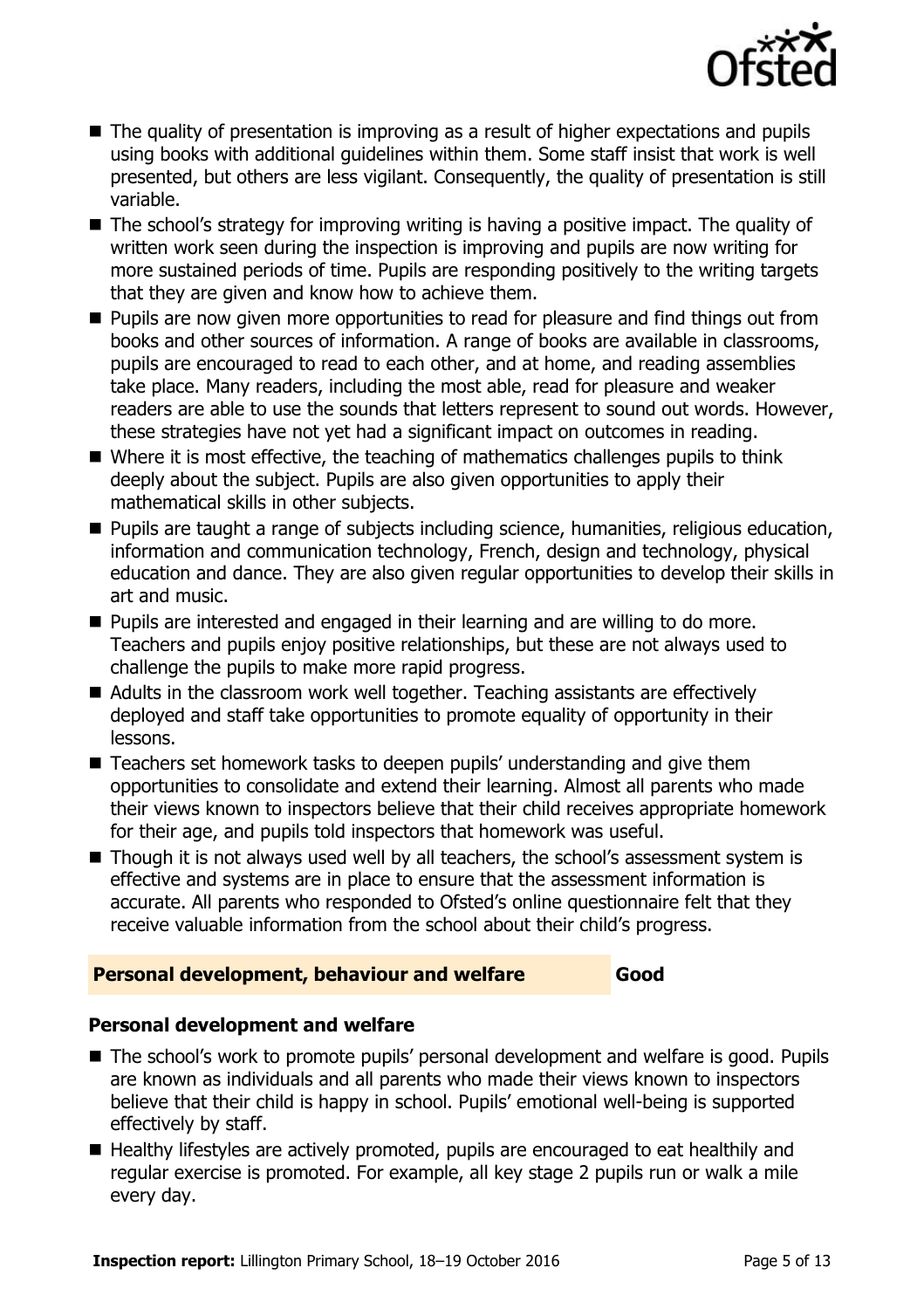- The quality of presentation is improving as a result of higher expectations and pupils using books with additional guidelines within them. Some staff insist that work is well presented, but others are less vigilant. Consequently, the quality of presentation is still variable.
- The school's strategy for improving writing is having a positive impact. The quality of written work seen during the inspection is improving and pupils are now writing for more sustained periods of time. Pupils are responding positively to the writing targets that they are given and know how to achieve them.
- Pupils are now given more opportunities to read for pleasure and find things out from books and other sources of information. A range of books are available in classrooms, pupils are encouraged to read to each other, and at home, and reading assemblies take place. Many readers, including the most able, read for pleasure and weaker readers are able to use the sounds that letters represent to sound out words. However, these strategies have not yet had a significant impact on outcomes in reading.
- Where it is most effective, the teaching of mathematics challenges pupils to think deeply about the subject. Pupils are also given opportunities to apply their mathematical skills in other subjects.
- Pupils are taught a range of subjects including science, humanities, religious education, information and communication technology, French, design and technology, physical education and dance. They are also given regular opportunities to develop their skills in art and music.
- Pupils are interested and engaged in their learning and are willing to do more. Teachers and pupils enjoy positive relationships, but these are not always used to challenge the pupils to make more rapid progress.
- Adults in the classroom work well together. Teaching assistants are effectively deployed and staff take opportunities to promote equality of opportunity in their lessons.
- Teachers set homework tasks to deepen pupils' understanding and give them opportunities to consolidate and extend their learning. Almost all parents who made their views known to inspectors believe that their child receives appropriate homework for their age, and pupils told inspectors that homework was useful.
- Though it is not always used well by all teachers, the school's assessment system is effective and systems are in place to ensure that the assessment information is accurate. All parents who responded to Ofsted's online questionnaire felt that they receive valuable information from the school about their child's progress.

## Personal development, behaviour and welfare — Good

### Personal development and welfare

- The school's work to promote pupils' personal development and welfare is good. Pupils are known as individuals and all parents who made their views known to inspectors believe that their child is happy in school. Pupils' emotional well-being is supported effectively by staff.
- Healthy lifestyles are actively promoted, pupils are encouraged to eat healthily and regular exercise is promoted. For example, all key stage 2 pupils run or walk a mile every day.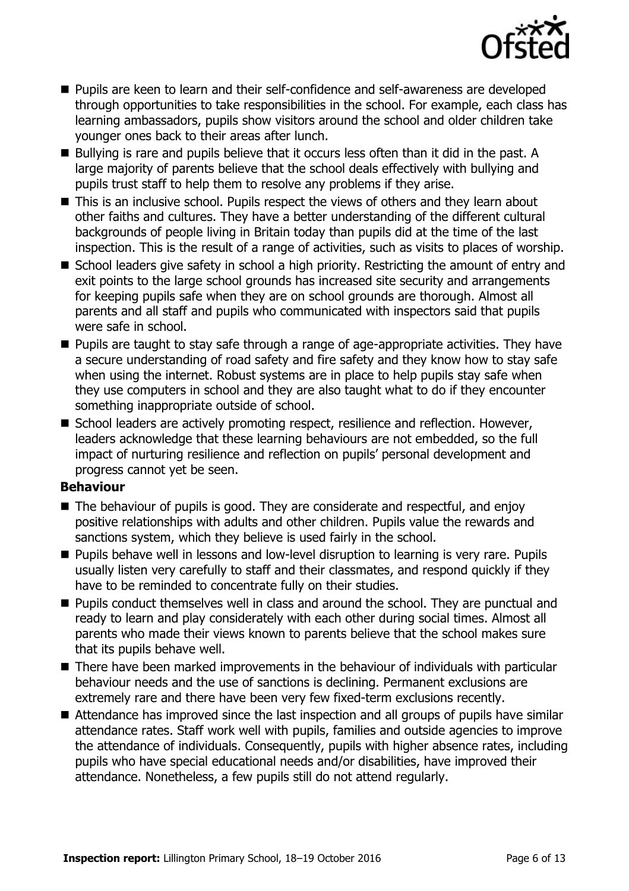- Pupils are keen to learn and their self-confidence and self-awareness are developed through opportunities to take responsibilities in the school. For example, each class has learning ambassadors, pupils show visitors around the school and older children take younger ones back to their areas after lunch.
- Bullying is rare and pupils believe that it occurs less often than it did in the past. A large majority of parents believe that the school deals effectively with bullying and pupils trust staff to help them to resolve any problems if they arise.
- This is an inclusive school. Pupils respect the views of others and they learn about other faiths and cultures. They have a better understanding of the different cultural backgrounds of people living in Britain today than pupils did at the time of the last inspection. This is the result of a range of activities, such as visits to places of worship.
- School leaders give safety in school a high priority. Restricting the amount of entry and exit points to the large school grounds has increased site security and arrangements for keeping pupils safe when they are on school grounds are thorough. Almost all parents and all staff and pupils who communicated with inspectors said that pupils were safe in school.
- Pupils are taught to stay safe through a range of age-appropriate activities. They have a secure understanding of road safety and fire safety and they know how to stay safe when using the internet. Robust systems are in place to help pupils stay safe when they use computers in school and they are also taught what to do if they encounter something inappropriate outside of school.
- School leaders are actively promoting respect, resilience and reflection. However, leaders acknowledge that these learning behaviours are not embedded, so the full impact of nurturing resilience and reflection on pupils' personal development and progress cannot yet be seen.

**Behaviour**

- The behaviour of pupils is good. They are considerate and respectful, and enjoy positive relationships with adults and other children. Pupils value the rewards and sanctions system, which they believe is used fairly in the school.
- Pupils behave well in lessons and low-level disruption to learning is very rare. Pupils usually listen very carefully to staff and their classmates, and respond quickly if they have to be reminded to concentrate fully on their studies.
- Pupils conduct themselves well in class and around the school. They are punctual and ready to learn and play considerately with each other during social times. Almost all parents who made their views known to parents believe that the school makes sure that its pupils behave well.
- There have been marked improvements in the behaviour of individuals with particular behaviour needs and the use of sanctions is declining. Permanent exclusions are extremely rare and there have been very few fixed-term exclusions recently.
- Attendance has improved since the last inspection and all groups of pupils have similar attendance rates. Staff work well with pupils, families and outside agencies to improve the attendance of individuals. Consequently, pupils with higher absence rates, including pupils who have special educational needs and/or disabilities, have improved their attendance. Nonetheless, a few pupils still do not attend regularly.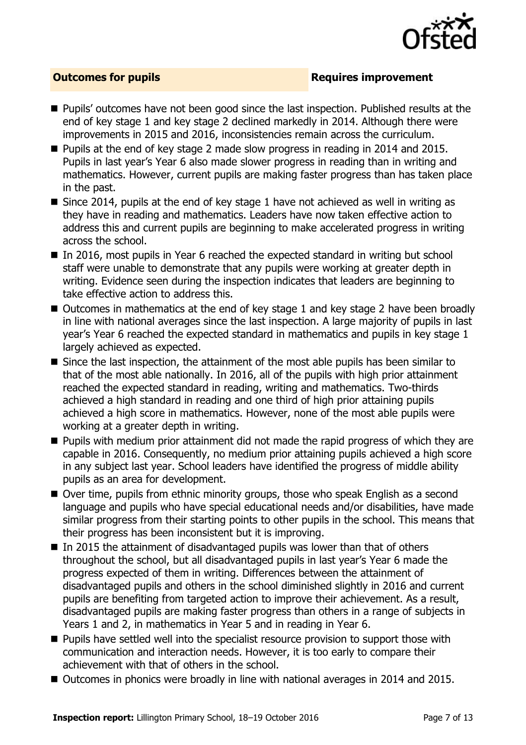## Outcomes for pupils — Requires improvement

- Pupils' outcomes have not been good since the last inspection. Published results at the end of key stage 1 and key stage 2 declined markedly in 2014. Although there were improvements in 2015 and 2016, inconsistencies remain across the curriculum.
- Pupils at the end of key stage 2 made slow progress in reading in 2014 and 2015. Pupils in last year's Year 6 also made slower progress in reading than in writing and mathematics. However, current pupils are making faster progress than has taken place in the past.
- Since 2014, pupils at the end of key stage 1 have not achieved as well in writing as they have in reading and mathematics. Leaders have now taken effective action to address this and current pupils are beginning to make accelerated progress in writing across the school.
- In 2016, most pupils in Year 6 reached the expected standard in writing but school staff were unable to demonstrate that any pupils were working at greater depth in writing. Evidence seen during the inspection indicates that leaders are beginning to take effective action to address this.
- Outcomes in mathematics at the end of key stage 1 and key stage 2 have been broadly in line with national averages since the last inspection. A large majority of pupils in last year's Year 6 reached the expected standard in mathematics and pupils in key stage 1 largely achieved as expected.
- Since the last inspection, the attainment of the most able pupils has been similar to that of the most able nationally. In 2016, all of the pupils with high prior attainment reached the expected standard in reading, writing and mathematics. Two-thirds achieved a high standard in reading and one third of high prior attaining pupils achieved a high score in mathematics. However, none of the most able pupils were working at a greater depth in writing.
- Pupils with medium prior attainment did not made the rapid progress of which they are capable in 2016. Consequently, no medium prior attaining pupils achieved a high score in any subject last year. School leaders have identified the progress of middle ability pupils as an area for development.
- Over time, pupils from ethnic minority groups, those who speak English as a second language and pupils who have special educational needs and/or disabilities, have made similar progress from their starting points to other pupils in the school. This means that their progress has been inconsistent but it is improving.
- In 2015 the attainment of disadvantaged pupils was lower than that of others throughout the school, but all disadvantaged pupils in last year's Year 6 made the progress expected of them in writing. Differences between the attainment of disadvantaged pupils and others in the school diminished slightly in 2016 and current pupils are benefiting from targeted action to improve their achievement. As a result, disadvantaged pupils are making faster progress than others in a range of subjects in Years 1 and 2, in mathematics in Year 5 and in reading in Year 6.
- Pupils have settled well into the specialist resource provision to support those with communication and interaction needs. However, it is too early to compare their achievement with that of others in the school.
- Outcomes in phonics were broadly in line with national averages in 2014 and 2015.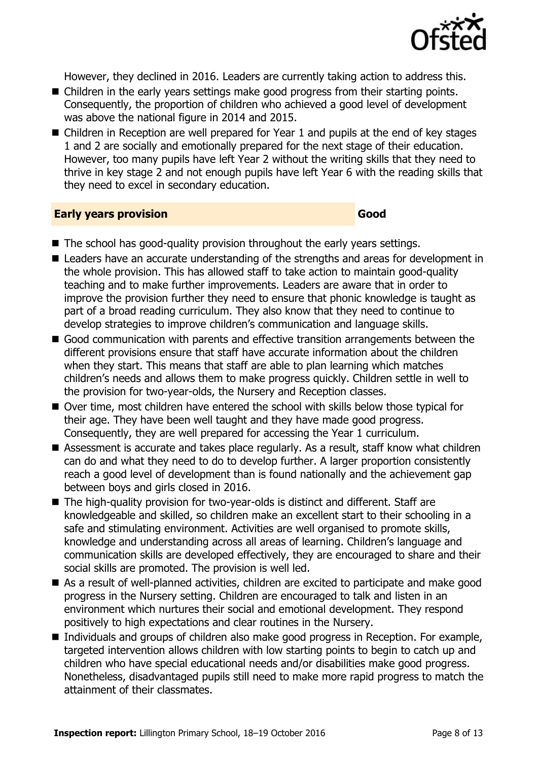However, they declined in 2016. Leaders are currently taking action to address this.

- Children in the early years settings make good progress from their starting points. Consequently, the proportion of children who achieved a good level of development was above the national figure in 2014 and 2015.
- Children in Reception are well prepared for Year 1 and pupils at the end of key stages 1 and 2 are socially and emotionally prepared for the next stage of their education. However, too many pupils have left Year 2 without the writing skills that they need to thrive in key stage 2 and not enough pupils have left Year 6 with the reading skills that they need to excel in secondary education.

## Early years provision — Good

- The school has good-quality provision throughout the early years settings.
- Leaders have an accurate understanding of the strengths and areas for development in the whole provision. This has allowed staff to take action to maintain good-quality teaching and to make further improvements. Leaders are aware that in order to improve the provision further they need to ensure that phonic knowledge is taught as part of a broad reading curriculum. They also know that they need to continue to develop strategies to improve children's communication and language skills.
- Good communication with parents and effective transition arrangements between the different provisions ensure that staff have accurate information about the children when they start. This means that staff are able to plan learning which matches children's needs and allows them to make progress quickly. Children settle in well to the provision for two-year-olds, the Nursery and Reception classes.
- Over time, most children have entered the school with skills below those typical for their age. They have been well taught and they have made good progress. Consequently, they are well prepared for accessing the Year 1 curriculum.
- Assessment is accurate and takes place regularly. As a result, staff know what children can do and what they need to do to develop further. A larger proportion consistently reach a good level of development than is found nationally and the achievement gap between boys and girls closed in 2016.
- The high-quality provision for two-year-olds is distinct and different. Staff are knowledgeable and skilled, so children make an excellent start to their schooling in a safe and stimulating environment. Activities are well organised to promote skills, knowledge and understanding across all areas of learning. Children's language and communication skills are developed effectively, they are encouraged to share and their social skills are promoted. The provision is well led.
- As a result of well-planned activities, children are excited to participate and make good progress in the Nursery setting. Children are encouraged to talk and listen in an environment which nurtures their social and emotional development. They respond positively to high expectations and clear routines in the Nursery.
- Individuals and groups of children also make good progress in Reception. For example, targeted intervention allows children with low starting points to begin to catch up and children who have special educational needs and/or disabilities make good progress. Nonetheless, disadvantaged pupils still need to make more rapid progress to match the attainment of their classmates.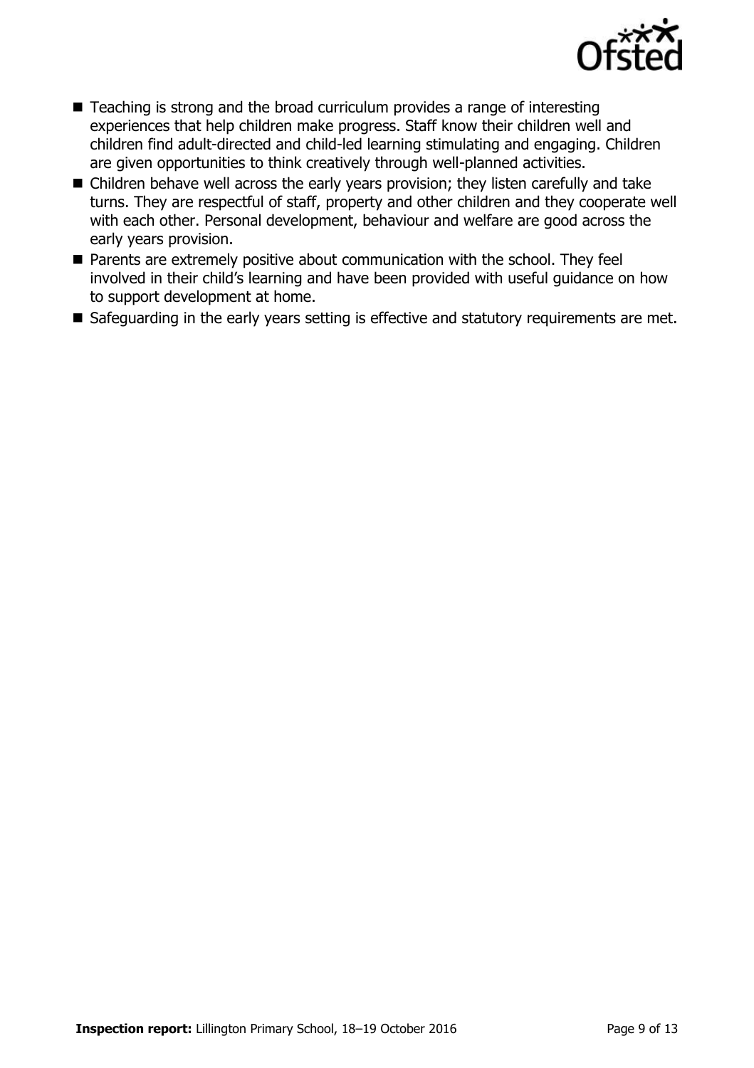- Teaching is strong and the broad curriculum provides a range of interesting experiences that help children make progress. Staff know their children well and children find adult-directed and child-led learning stimulating and engaging. Children are given opportunities to think creatively through well-planned activities.
- Children behave well across the early years provision; they listen carefully and take turns. They are respectful of staff, property and other children and they cooperate well with each other. Personal development, behaviour and welfare are good across the early years provision.
- Parents are extremely positive about communication with the school. They feel involved in their child's learning and have been provided with useful guidance on how to support development at home.
- Safeguarding in the early years setting is effective and statutory requirements are met.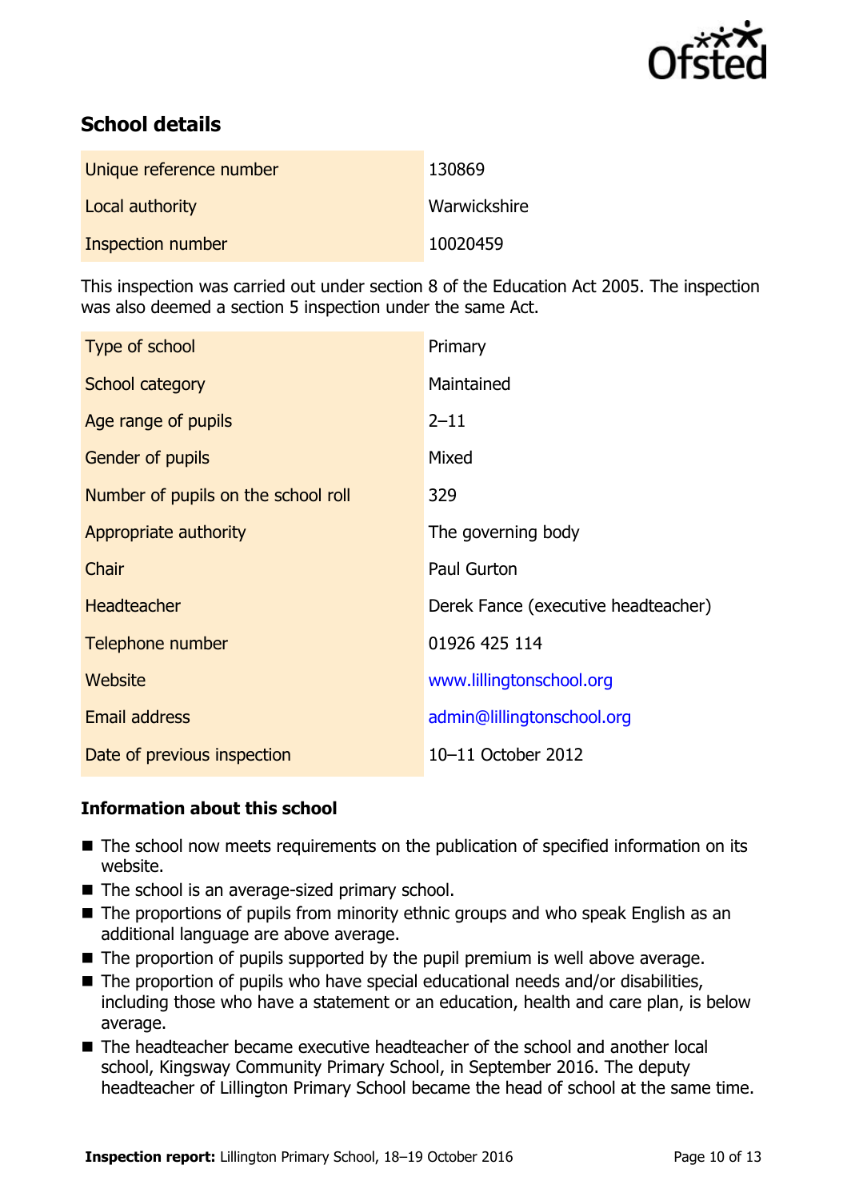## School details

| Unique reference number | 130869 |
|---|---|
| Local authority | Warwickshire |
| Inspection number | 10020459 |

This inspection was carried out under section 8 of the Education Act 2005. The inspection was also deemed a section 5 inspection under the same Act.

| Type of school | Primary |
|---|---|
| School category | Maintained |
| Age range of pupils | 2–11 |
| Gender of pupils | Mixed |
| Number of pupils on the school roll | 329 |
| Appropriate authority | The governing body |
| Chair | Paul Gurton |
| Headteacher | Derek Fance (executive headteacher) |
| Telephone number | 01926 425 114 |
| Website | www.lillingtonschool.org |
| Email address | admin@lillingtonschool.org |
| Date of previous inspection | 10–11 October 2012 |

### Information about this school

- The school now meets requirements on the publication of specified information on its website.
- The school is an average-sized primary school.
- The proportions of pupils from minority ethnic groups and who speak English as an additional language are above average.
- The proportion of pupils supported by the pupil premium is well above average.
- The proportion of pupils who have special educational needs and/or disabilities, including those who have a statement or an education, health and care plan, is below average.
- The headteacher became executive headteacher of the school and another local school, Kingsway Community Primary School, in September 2016. The deputy headteacher of Lillington Primary School became the head of school at the same time.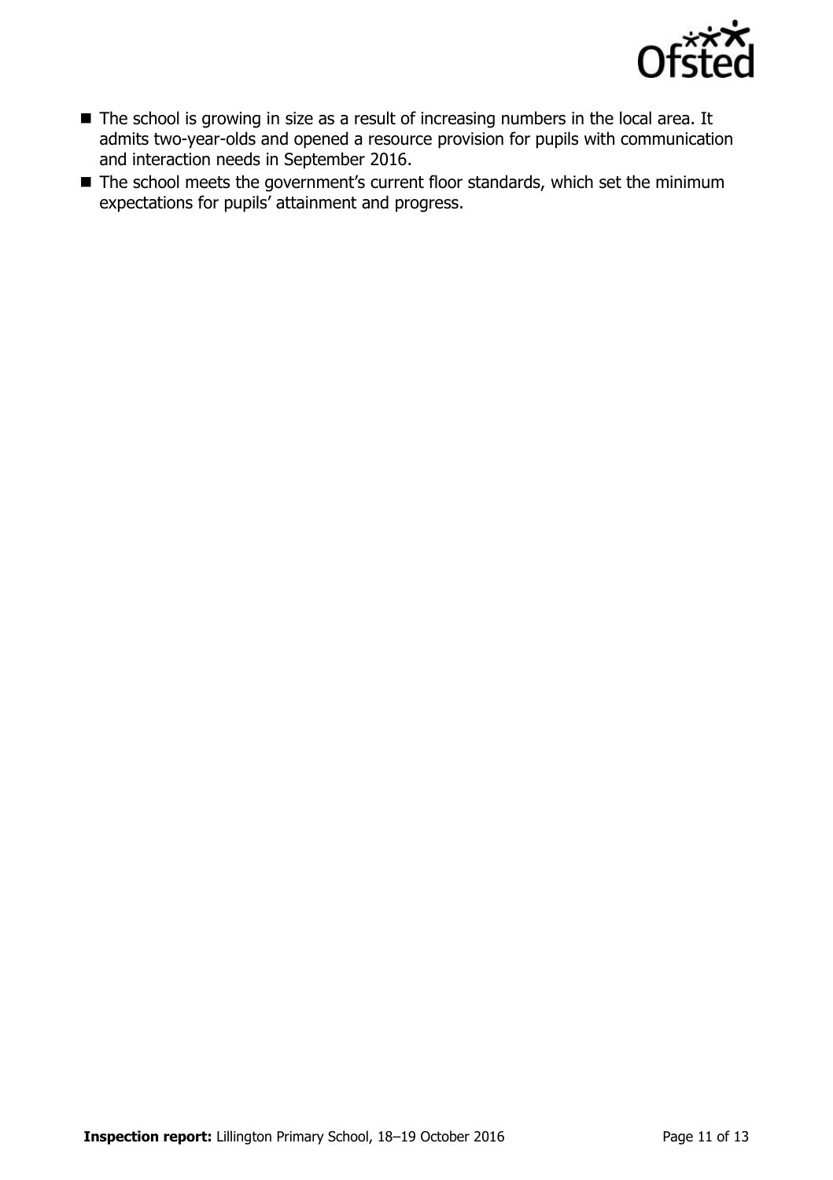- The school is growing in size as a result of increasing numbers in the local area. It admits two-year-olds and opened a resource provision for pupils with communication and interaction needs in September 2016.
- The school meets the government's current floor standards, which set the minimum expectations for pupils' attainment and progress.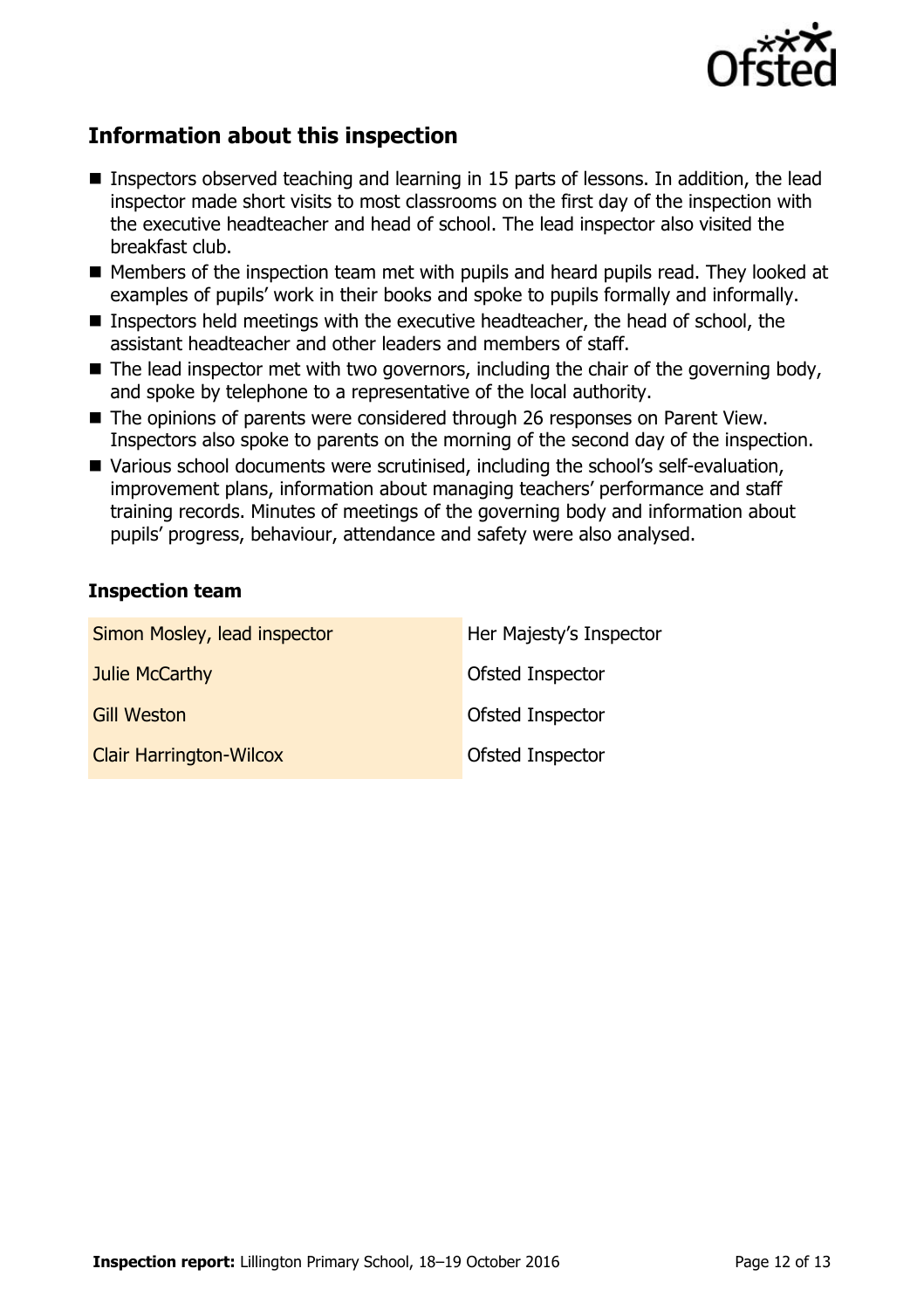## Information about this inspection

- Inspectors observed teaching and learning in 15 parts of lessons. In addition, the lead inspector made short visits to most classrooms on the first day of the inspection with the executive headteacher and head of school. The lead inspector also visited the breakfast club.
- Members of the inspection team met with pupils and heard pupils read. They looked at examples of pupils' work in their books and spoke to pupils formally and informally.
- Inspectors held meetings with the executive headteacher, the head of school, the assistant headteacher and other leaders and members of staff.
- The lead inspector met with two governors, including the chair of the governing body, and spoke by telephone to a representative of the local authority.
- The opinions of parents were considered through 26 responses on Parent View. Inspectors also spoke to parents on the morning of the second day of the inspection.
- Various school documents were scrutinised, including the school's self-evaluation, improvement plans, information about managing teachers' performance and staff training records. Minutes of meetings of the governing body and information about pupils' progress, behaviour, attendance and safety were also analysed.

### Inspection team

| | |
|---|---|
| Simon Mosley, lead inspector | Her Majesty's Inspector |
| Julie McCarthy | Ofsted Inspector |
| Gill Weston | Ofsted Inspector |
| Clair Harrington-Wilcox | Ofsted Inspector |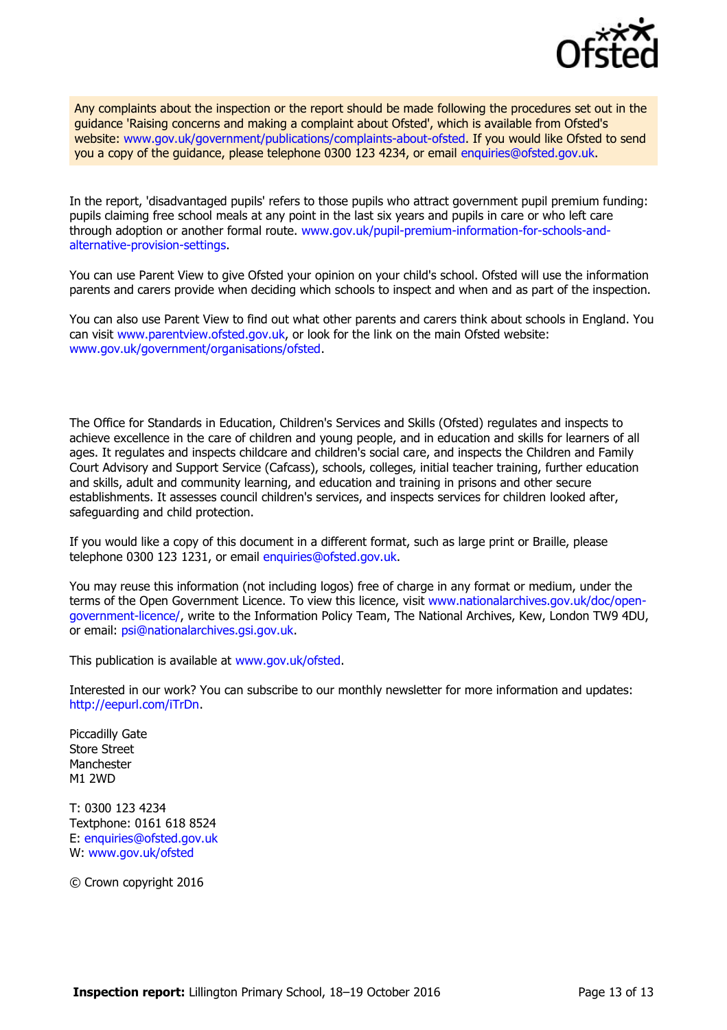Any complaints about the inspection or the report should be made following the procedures set out in the guidance 'Raising concerns and making a complaint about Ofsted', which is available from Ofsted's website: www.gov.uk/government/publications/complaints-about-ofsted. If you would like Ofsted to send you a copy of the guidance, please telephone 0300 123 4234, or email enquiries@ofsted.gov.uk.

In the report, 'disadvantaged pupils' refers to those pupils who attract government pupil premium funding: pupils claiming free school meals at any point in the last six years and pupils in care or who left care through adoption or another formal route. www.gov.uk/pupil-premium-information-for-schools-and-alternative-provision-settings.

You can use Parent View to give Ofsted your opinion on your child's school. Ofsted will use the information parents and carers provide when deciding which schools to inspect and when and as part of the inspection.

You can also use Parent View to find out what other parents and carers think about schools in England. You can visit www.parentview.ofsted.gov.uk, or look for the link on the main Ofsted website: www.gov.uk/government/organisations/ofsted.

The Office for Standards in Education, Children's Services and Skills (Ofsted) regulates and inspects to achieve excellence in the care of children and young people, and in education and skills for learners of all ages. It regulates and inspects childcare and children's social care, and inspects the Children and Family Court Advisory and Support Service (Cafcass), schools, colleges, initial teacher training, further education and skills, adult and community learning, and education and training in prisons and other secure establishments. It assesses council children's services, and inspects services for children looked after, safeguarding and child protection.

If you would like a copy of this document in a different format, such as large print or Braille, please telephone 0300 123 1231, or email enquiries@ofsted.gov.uk.

You may reuse this information (not including logos) free of charge in any format or medium, under the terms of the Open Government Licence. To view this licence, visit www.nationalarchives.gov.uk/doc/open-government-licence/, write to the Information Policy Team, The National Archives, Kew, London TW9 4DU, or email: psi@nationalarchives.gsi.gov.uk.

This publication is available at www.gov.uk/ofsted.

Interested in our work? You can subscribe to our monthly newsletter for more information and updates: http://eepurl.com/iTrDn.

Piccadilly Gate  
Store Street  
Manchester  
M1 2WD

T: 0300 123 4234  
Textphone: 0161 618 8524  
E: enquiries@ofsted.gov.uk  
W: www.gov.uk/ofsted

© Crown copyright 2016